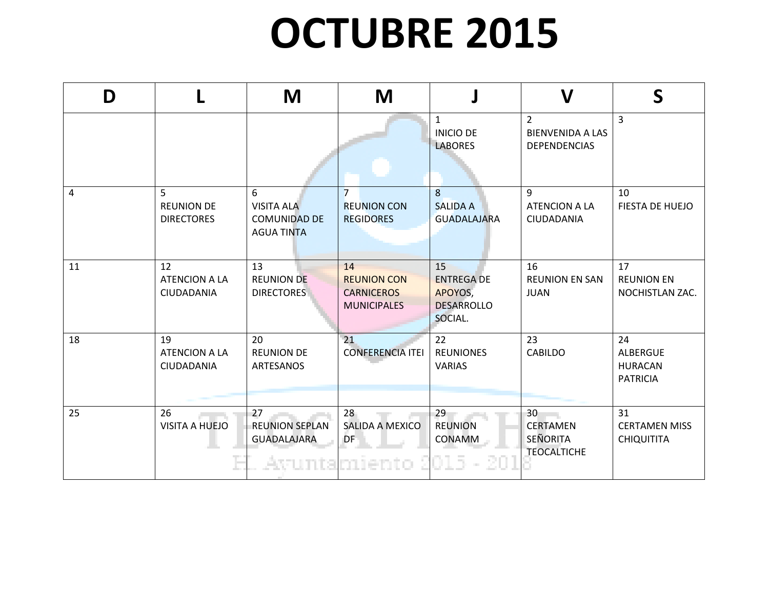# OCTUBRE 2015

| D | L | M | M | J | V | S |
|---|---|---|---|---|---|---|
| | | | | 1 INICIO DE LABORES | 2 BIENVENIDA A LAS DEPENDENCIAS | 3 |
| 4 | 5 REUNION DE DIRECTORES | 6 VISITA ALA COMUNIDAD DE AGUA TINTA | 7 REUNION CON REGIDORES | 8 SALIDA A GUADALAJARA | 9 ATENCION A LA CIUDADANIA | 10 FIESTA DE HUEJO |
| 11 | 12 ATENCION A LA CIUDADANIA | 13 REUNION DE DIRECTORES | 14 REUNION CON CARNICEROS MUNICIPALES | 15 ENTREGA DE APOYOS, DESARROLLO SOCIAL. | 16 REUNION EN SAN JUAN | 17 REUNION EN NOCHISTLAN ZAC. |
| 18 | 19 ATENCION A LA CIUDADANIA | 20 REUNION DE ARTESANOS | 21 CONFERENCIA ITEI | 22 REUNIONES VARIAS | 23 CABILDO | 24 ALBERGUE HURACAN PATRICIA |
| 25 | 26 VISITA A HUEJO | 27 REUNION SEPLAN GUADALAJARA | 28 SALIDA A MEXICO DF | 29 REUNION CONAMM | 30 CERTAMEN SEÑORITA TEOCALTICHE | 31 CERTAMEN MISS CHIQUITITA |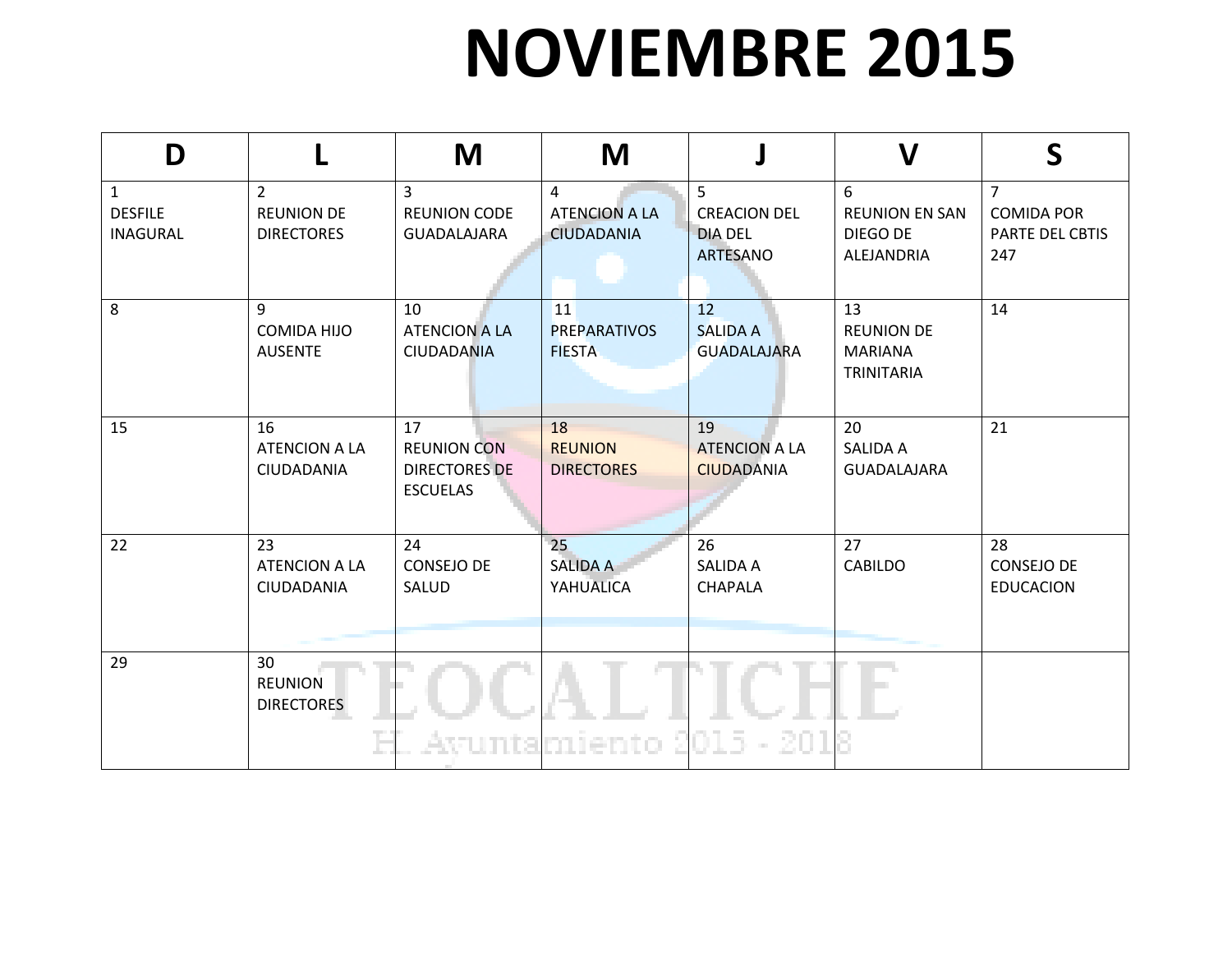# NOVIEMBRE 2015

| D | L | M | M | J | V | S |
|---|---|---|---|---|---|---|
| 1<br>DESFILE INAGURAL | 2<br>REUNION DE DIRECTORES | 3<br>REUNION CODE GUADALAJARA | 4<br>ATENCION A LA CIUDADANIA | 5<br>CREACION DEL DIA DEL ARTESANO | 6<br>REUNION EN SAN DIEGO DE ALEJANDRIA | 7<br>COMIDA POR PARTE DEL CBTIS 247 |
| 8 | 9<br>COMIDA HIJO AUSENTE | 10<br>ATENCION A LA CIUDADANIA | 11<br>PREPARATIVOS FIESTA | 12<br>SALIDA A GUADALAJARA | 13<br>REUNION DE MARIANA TRINITARIA | 14 |
| 15 | 16<br>ATENCION A LA CIUDADANIA | 17<br>REUNION CON DIRECTORES DE ESCUELAS | 18<br>REUNION DIRECTORES | 19<br>ATENCION A LA CIUDADANIA | 20<br>SALIDA A GUADALAJARA | 21 |
| 22 | 23<br>ATENCION A LA CIUDADANIA | 24<br>CONSEJO DE SALUD | 25<br>SALIDA A YAHUALICA | 26<br>SALIDA A CHAPALA | 27<br>CABILDO | 28<br>CONSEJO DE EDUCACION |
| 29 | 30<br>REUNION DIRECTORES | | | | | |

TEOCALTICHE
H. Ayuntamiento 2015 - 2018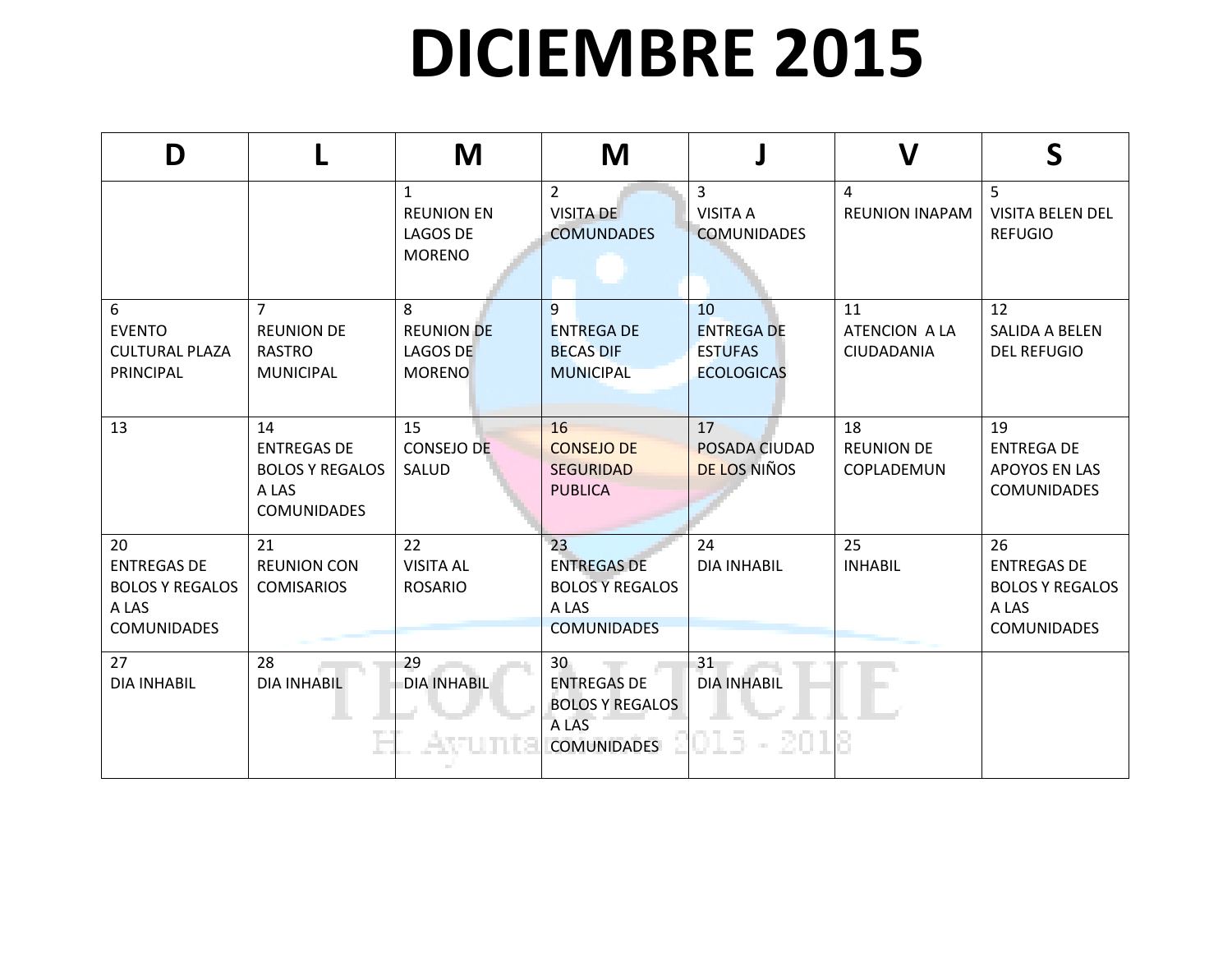# DICIEMBRE 2015

| D | L | M | M | J | V | S |
|---|---|---|---|---|---|---|
| | | 1 REUNION EN LAGOS DE MORENO | 2 VISITA DE COMUNDADES | 3 VISITA A COMUNIDADES | 4 REUNION INAPAM | 5 VISITA BELEN DEL REFUGIO |
| 6 EVENTO CULTURAL PLAZA PRINCIPAL | 7 REUNION DE RASTRO MUNICIPAL | 8 REUNION DE LAGOS DE MORENO | 9 ENTREGA DE BECAS DIF MUNICIPAL | 10 ENTREGA DE ESTUFAS ECOLOGICAS | 11 ATENCION A LA CIUDADANIA | 12 SALIDA A BELEN DEL REFUGIO |
| 13 | 14 ENTREGAS DE BOLOS Y REGALOS A LAS COMUNIDADES | 15 CONSEJO DE SALUD | 16 CONSEJO DE SEGURIDAD PUBLICA | 17 POSADA CIUDAD DE LOS NIÑOS | 18 REUNION DE COPLADEMUN | 19 ENTREGA DE APOYOS EN LAS COMUNIDADES |
| 20 ENTREGAS DE BOLOS Y REGALOS A LAS COMUNIDADES | 21 REUNION CON COMISARIOS | 22 VISITA AL ROSARIO | 23 ENTREGAS DE BOLOS Y REGALOS A LAS COMUNIDADES | 24 DIA INHABIL | 25 INHABIL | 26 ENTREGAS DE BOLOS Y REGALOS A LAS COMUNIDADES |
| 27 DIA INHABIL | 28 DIA INHABIL | 29 DIA INHABIL | 30 ENTREGAS DE BOLOS Y REGALOS A LAS COMUNIDADES | 31 DIA INHABIL | | |